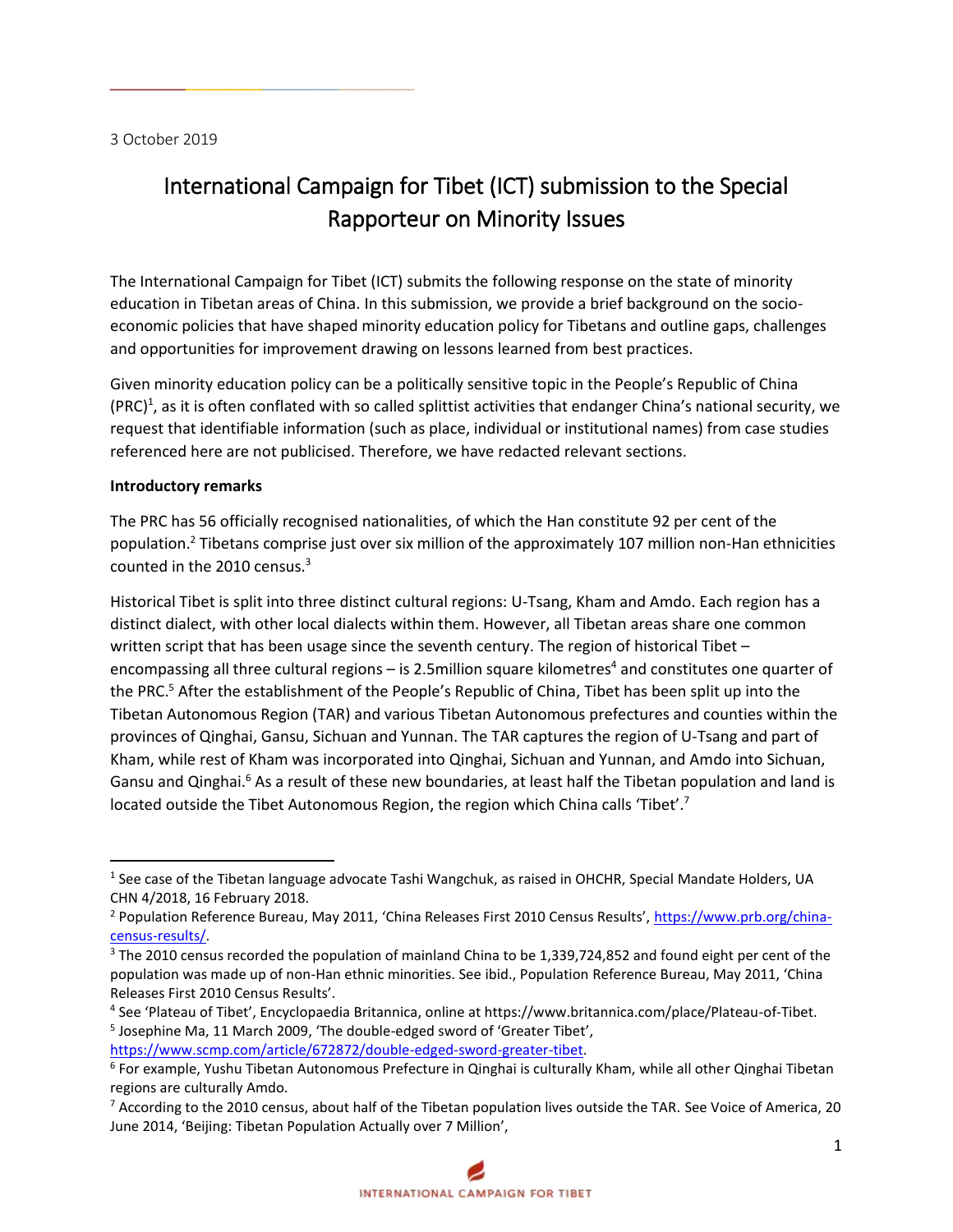3 October 2019

# International Campaign for Tibet (ICT) submission to the Special Rapporteur on Minority Issues

The International Campaign for Tibet (ICT) submits the following response on the state of minority education in Tibetan areas of China. In this submission, we provide a brief background on the socio-economic policies that have shaped minority education policy for Tibetans and outline gaps, challenges and opportunities for improvement drawing on lessons learned from best practices.

Given minority education policy can be a politically sensitive topic in the People's Republic of China (PRC)[1], as it is often conflated with so called splittist activities that endanger China's national security, we request that identifiable information (such as place, individual or institutional names) from case studies referenced here are not publicised. Therefore, we have redacted relevant sections.

**Introductory remarks**

The PRC has 56 officially recognised nationalities, of which the Han constitute 92 per cent of the population.[2] Tibetans comprise just over six million of the approximately 107 million non-Han ethnicities counted in the 2010 census.[3]

Historical Tibet is split into three distinct cultural regions: U-Tsang, Kham and Amdo. Each region has a distinct dialect, with other local dialects within them. However, all Tibetan areas share one common written script that has been usage since the seventh century. The region of historical Tibet – encompassing all three cultural regions – is 2.5million square kilometres[4] and constitutes one quarter of the PRC.[5] After the establishment of the People's Republic of China, Tibet has been split up into the Tibetan Autonomous Region (TAR) and various Tibetan Autonomous prefectures and counties within the provinces of Qinghai, Gansu, Sichuan and Yunnan. The TAR captures the region of U-Tsang and part of Kham, while rest of Kham was incorporated into Qinghai, Sichuan and Yunnan, and Amdo into Sichuan, Gansu and Qinghai.[6] As a result of these new boundaries, at least half the Tibetan population and land is located outside the Tibet Autonomous Region, the region which China calls 'Tibet'.[7]

---

[1] See case of the Tibetan language advocate Tashi Wangchuk, as raised in OHCHR, Special Mandate Holders, UA CHN 4/2018, 16 February 2018.

[2] Population Reference Bureau, May 2011, 'China Releases First 2010 Census Results', https://www.prb.org/china-census-results/.

[3] The 2010 census recorded the population of mainland China to be 1,339,724,852 and found eight per cent of the population was made up of non-Han ethnic minorities. See ibid., Population Reference Bureau, May 2011, 'China Releases First 2010 Census Results'.

[4] See 'Plateau of Tibet', Encyclopaedia Britannica, online at https://www.britannica.com/place/Plateau-of-Tibet.

[5] Josephine Ma, 11 March 2009, 'The double-edged sword of 'Greater Tibet', https://www.scmp.com/article/672872/double-edged-sword-greater-tibet.

[6] For example, Yushu Tibetan Autonomous Prefecture in Qinghai is culturally Kham, while all other Qinghai Tibetan regions are culturally Amdo.

[7] According to the 2010 census, about half of the Tibetan population lives outside the TAR. See Voice of America, 20 June 2014, 'Beijing: Tibetan Population Actually over 7 Million',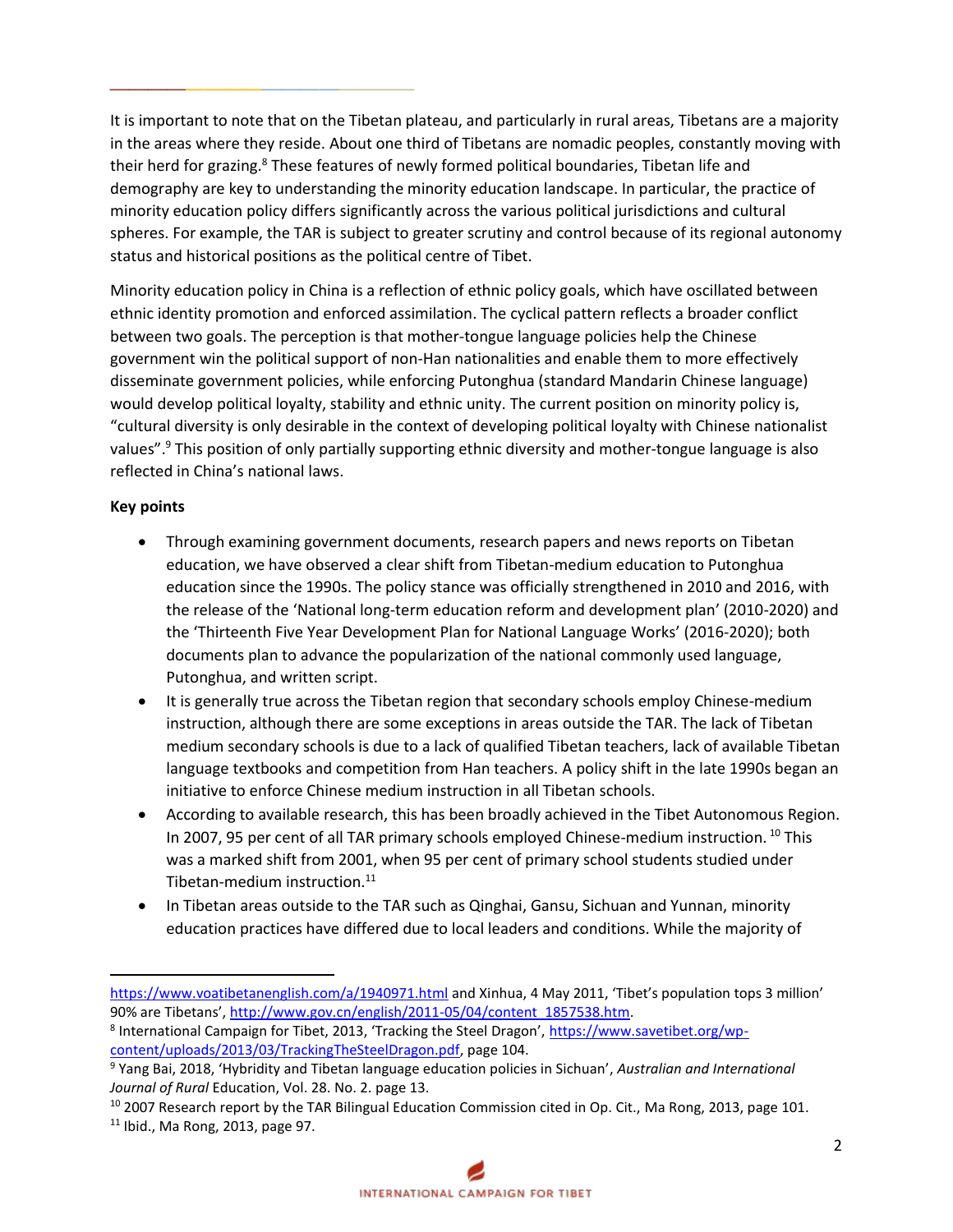It is important to note that on the Tibetan plateau, and particularly in rural areas, Tibetans are a majority in the areas where they reside. About one third of Tibetans are nomadic peoples, constantly moving with their herd for grazing.[8] These features of newly formed political boundaries, Tibetan life and demography are key to understanding the minority education landscape. In particular, the practice of minority education policy differs significantly across the various political jurisdictions and cultural spheres. For example, the TAR is subject to greater scrutiny and control because of its regional autonomy status and historical positions as the political centre of Tibet.

Minority education policy in China is a reflection of ethnic policy goals, which have oscillated between ethnic identity promotion and enforced assimilation. The cyclical pattern reflects a broader conflict between two goals. The perception is that mother-tongue language policies help the Chinese government win the political support of non-Han nationalities and enable them to more effectively disseminate government policies, while enforcing Putonghua (standard Mandarin Chinese language) would develop political loyalty, stability and ethnic unity. The current position on minority policy is, "cultural diversity is only desirable in the context of developing political loyalty with Chinese nationalist values".[9] This position of only partially supporting ethnic diversity and mother-tongue language is also reflected in China's national laws.

**Key points**

- Through examining government documents, research papers and news reports on Tibetan education, we have observed a clear shift from Tibetan-medium education to Putonghua education since the 1990s. The policy stance was officially strengthened in 2010 and 2016, with the release of the 'National long-term education reform and development plan' (2010-2020) and the 'Thirteenth Five Year Development Plan for National Language Works' (2016-2020); both documents plan to advance the popularization of the national commonly used language, Putonghua, and written script.
- It is generally true across the Tibetan region that secondary schools employ Chinese-medium instruction, although there are some exceptions in areas outside the TAR. The lack of Tibetan medium secondary schools is due to a lack of qualified Tibetan teachers, lack of available Tibetan language textbooks and competition from Han teachers. A policy shift in the late 1990s began an initiative to enforce Chinese medium instruction in all Tibetan schools.
- According to available research, this has been broadly achieved in the Tibet Autonomous Region. In 2007, 95 per cent of all TAR primary schools employed Chinese-medium instruction.[10] This was a marked shift from 2001, when 95 per cent of primary school students studied under Tibetan-medium instruction.[11]
- In Tibetan areas outside to the TAR such as Qinghai, Gansu, Sichuan and Yunnan, minority education practices have differed due to local leaders and conditions. While the majority of

---

https://www.voatibetanenglish.com/a/1940971.html and Xinhua, 4 May 2011, 'Tibet's population tops 3 million' 90% are Tibetans', http://www.gov.cn/english/2011-05/04/content_1857538.htm.

[8] International Campaign for Tibet, 2013, 'Tracking the Steel Dragon', https://www.savetibet.org/wp-content/uploads/2013/03/TrackingTheSteelDragon.pdf, page 104.

[9] Yang Bai, 2018, 'Hybridity and Tibetan language education policies in Sichuan', *Australian and International Journal of Rural* Education, Vol. 28. No. 2. page 13.

[10] 2007 Research report by the TAR Bilingual Education Commission cited in Op. Cit., Ma Rong, 2013, page 101.

[11] Ibid., Ma Rong, 2013, page 97.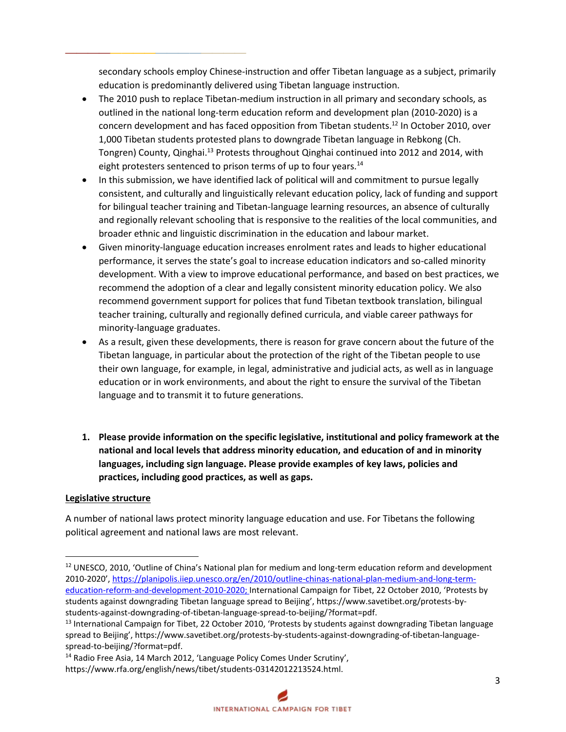secondary schools employ Chinese-instruction and offer Tibetan language as a subject, primarily education is predominantly delivered using Tibetan language instruction.

- The 2010 push to replace Tibetan-medium instruction in all primary and secondary schools, as outlined in the national long-term education reform and development plan (2010-2020) is a concern development and has faced opposition from Tibetan students.[12] In October 2010, over 1,000 Tibetan students protested plans to downgrade Tibetan language in Rebkong (Ch. Tongren) County, Qinghai.[13] Protests throughout Qinghai continued into 2012 and 2014, with eight protesters sentenced to prison terms of up to four years.[14]
- In this submission, we have identified lack of political will and commitment to pursue legally consistent, and culturally and linguistically relevant education policy, lack of funding and support for bilingual teacher training and Tibetan-language learning resources, an absence of culturally and regionally relevant schooling that is responsive to the realities of the local communities, and broader ethnic and linguistic discrimination in the education and labour market.
- Given minority-language education increases enrolment rates and leads to higher educational performance, it serves the state's goal to increase education indicators and so-called minority development. With a view to improve educational performance, and based on best practices, we recommend the adoption of a clear and legally consistent minority education policy. We also recommend government support for polices that fund Tibetan textbook translation, bilingual teacher training, culturally and regionally defined curricula, and viable career pathways for minority-language graduates.
- As a result, given these developments, there is reason for grave concern about the future of the Tibetan language, in particular about the protection of the right of the Tibetan people to use their own language, for example, in legal, administrative and judicial acts, as well as in language education or in work environments, and about the right to ensure the survival of the Tibetan language and to transmit it to future generations.

1. **Please provide information on the specific legislative, institutional and policy framework at the national and local levels that address minority education, and education of and in minority languages, including sign language. Please provide examples of key laws, policies and practices, including good practices, as well as gaps.**

**<u>Legislative structure</u>**

A number of national laws protect minority language education and use. For Tibetans the following political agreement and national laws are most relevant.

---

[12] UNESCO, 2010, 'Outline of China's National plan for medium and long-term education reform and development 2010-2020', https://planipolis.iiep.unesco.org/en/2010/outline-chinas-national-plan-medium-and-long-term-education-reform-and-development-2010-2020; International Campaign for Tibet, 22 October 2010, 'Protests by students against downgrading Tibetan language spread to Beijing', https://www.savetibet.org/protests-by-students-against-downgrading-of-tibetan-language-spread-to-beijing/?format=pdf.

[13] International Campaign for Tibet, 22 October 2010, 'Protests by students against downgrading Tibetan language spread to Beijing', https://www.savetibet.org/protests-by-students-against-downgrading-of-tibetan-language-spread-to-beijing/?format=pdf.

[14] Radio Free Asia, 14 March 2012, 'Language Policy Comes Under Scrutiny', https://www.rfa.org/english/news/tibet/students-03142012213524.html.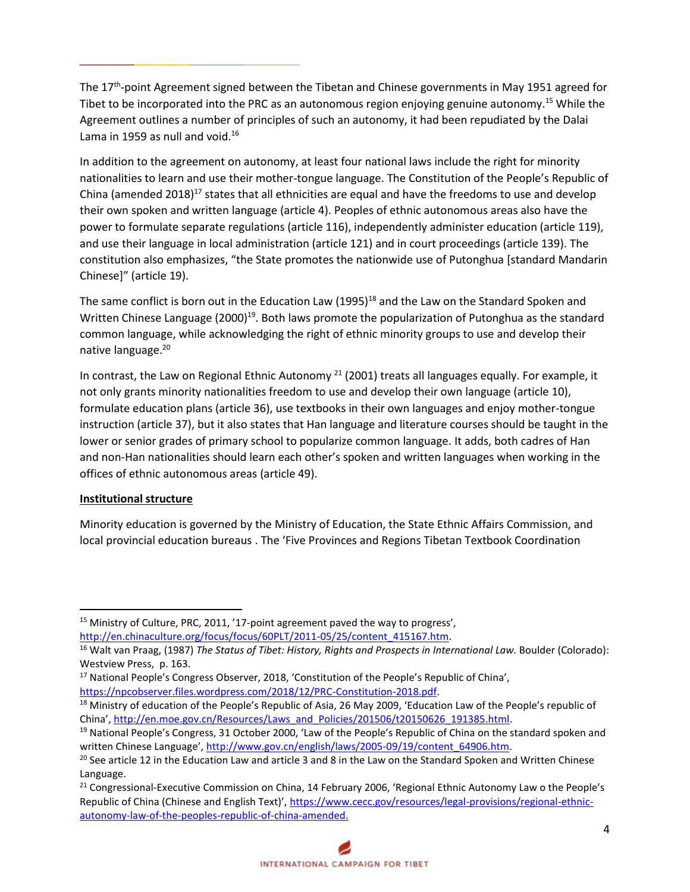The 17th-point Agreement signed between the Tibetan and Chinese governments in May 1951 agreed for Tibet to be incorporated into the PRC as an autonomous region enjoying genuine autonomy.[15] While the Agreement outlines a number of principles of such an autonomy, it had been repudiated by the Dalai Lama in 1959 as null and void.[16]

In addition to the agreement on autonomy, at least four national laws include the right for minority nationalities to learn and use their mother-tongue language. The Constitution of the People's Republic of China (amended 2018)[17] states that all ethnicities are equal and have the freedoms to use and develop their own spoken and written language (article 4). Peoples of ethnic autonomous areas also have the power to formulate separate regulations (article 116), independently administer education (article 119), and use their language in local administration (article 121) and in court proceedings (article 139). The constitution also emphasizes, "the State promotes the nationwide use of Putonghua [standard Mandarin Chinese]" (article 19).

The same conflict is born out in the Education Law (1995)[18] and the Law on the Standard Spoken and Written Chinese Language (2000)[19]. Both laws promote the popularization of Putonghua as the standard common language, while acknowledging the right of ethnic minority groups to use and develop their native language.[20]

In contrast, the Law on Regional Ethnic Autonomy [21] (2001) treats all languages equally. For example, it not only grants minority nationalities freedom to use and develop their own language (article 10), formulate education plans (article 36), use textbooks in their own languages and enjoy mother-tongue instruction (article 37), but it also states that Han language and literature courses should be taught in the lower or senior grades of primary school to popularize common language. It adds, both cadres of Han and non-Han nationalities should learn each other's spoken and written languages when working in the offices of ethnic autonomous areas (article 49).

**Institutional structure**

Minority education is governed by the Ministry of Education, the State Ethnic Affairs Commission, and local provincial education bureaus . The 'Five Provinces and Regions Tibetan Textbook Coordination

---

[15] Ministry of Culture, PRC, 2011, '17-point agreement paved the way to progress', http://en.chinaculture.org/focus/focus/60PLT/2011-05/25/content_415167.htm.

[16] Walt van Praag, (1987) *The Status of Tibet: History, Rights and Prospects in International Law.* Boulder (Colorado): Westview Press, p. 163.

[17] National People's Congress Observer, 2018, 'Constitution of the People's Republic of China', https://npcobserver.files.wordpress.com/2018/12/PRC-Constitution-2018.pdf.

[18] Ministry of education of the People's Republic of Asia, 26 May 2009, 'Education Law of the People's republic of China', http://en.moe.gov.cn/Resources/Laws_and_Policies/201506/t20150626_191385.html.

[19] National People's Congress, 31 October 2000, 'Law of the People's Republic of China on the standard spoken and written Chinese Language', http://www.gov.cn/english/laws/2005-09/19/content_64906.htm.

[20] See article 12 in the Education Law and article 3 and 8 in the Law on the Standard Spoken and Written Chinese Language.

[21] Congressional-Executive Commission on China, 14 February 2006, 'Regional Ethnic Autonomy Law o the People's Republic of China (Chinese and English Text)', https://www.cecc.gov/resources/legal-provisions/regional-ethnic-autonomy-law-of-the-peoples-republic-of-china-amended.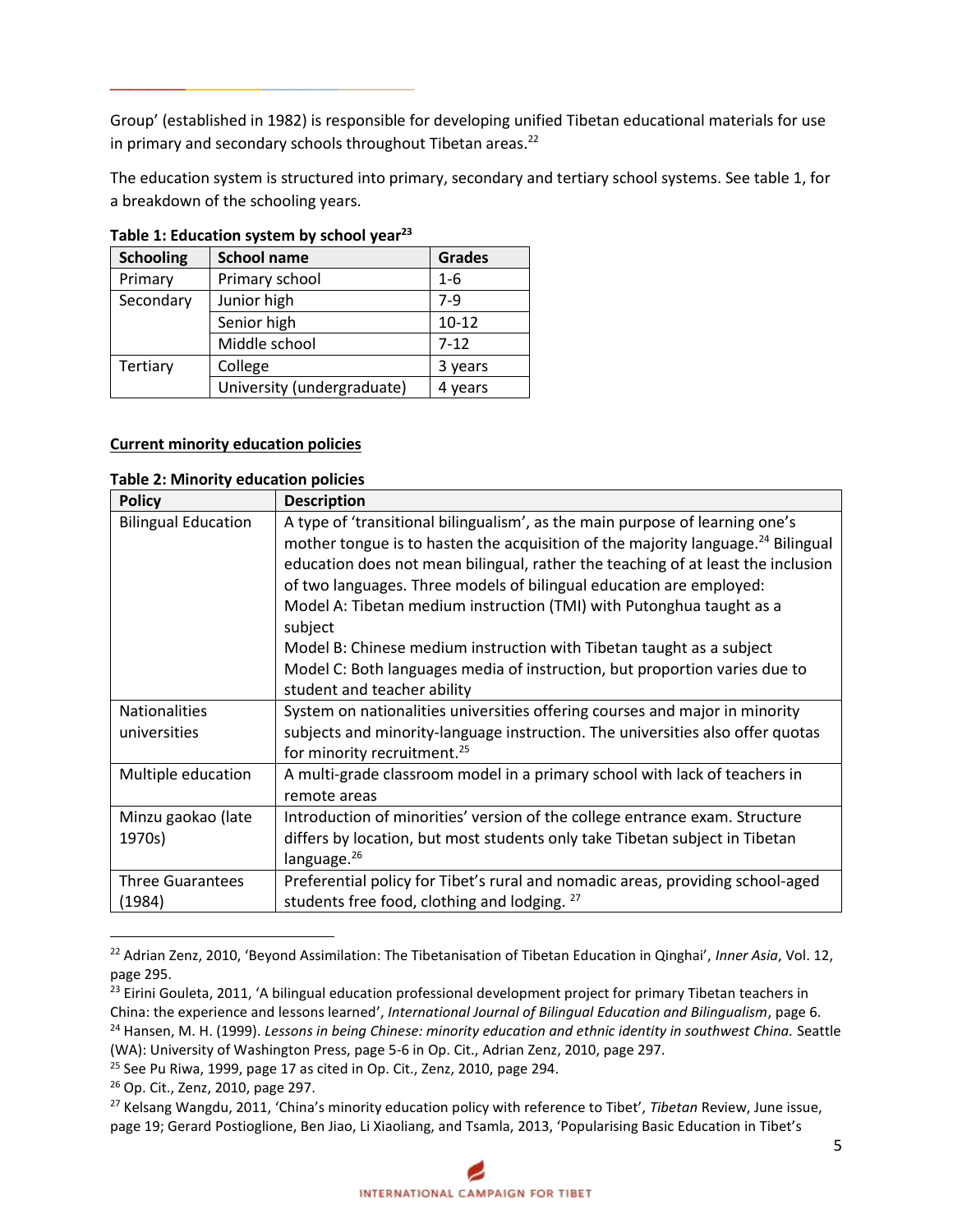Group' (established in 1982) is responsible for developing unified Tibetan educational materials for use in primary and secondary schools throughout Tibetan areas.[22]

The education system is structured into primary, secondary and tertiary school systems. See table 1, for a breakdown of the schooling years.

**Table 1: Education system by school year[23]**

| Schooling | School name | Grades |
|---|---|---|
| Primary | Primary school | 1-6 |
| Secondary | Junior high | 7-9 |
| | Senior high | 10-12 |
| | Middle school | 7-12 |
| Tertiary | College | 3 years |
| | University (undergraduate) | 4 years |

**Current minority education policies**

**Table 2: Minority education policies**

| Policy | Description |
|---|---|
| Bilingual Education | A type of 'transitional bilingualism', as the main purpose of learning one's mother tongue is to hasten the acquisition of the majority language.[24] Bilingual education does not mean bilingual, rather the teaching of at least the inclusion of two languages. Three models of bilingual education are employed: Model A: Tibetan medium instruction (TMI) with Putonghua taught as a subject Model B: Chinese medium instruction with Tibetan taught as a subject Model C: Both languages media of instruction, but proportion varies due to student and teacher ability |
| Nationalities universities | System on nationalities universities offering courses and major in minority subjects and minority-language instruction. The universities also offer quotas for minority recruitment.[25] |
| Multiple education | A multi-grade classroom model in a primary school with lack of teachers in remote areas |
| Minzu gaokao (late 1970s) | Introduction of minorities' version of the college entrance exam. Structure differs by location, but most students only take Tibetan subject in Tibetan language.[26] |
| Three Guarantees (1984) | Preferential policy for Tibet's rural and nomadic areas, providing school-aged students free food, clothing and lodging. [27] |

[22] Adrian Zenz, 2010, 'Beyond Assimilation: The Tibetanisation of Tibetan Education in Qinghai', *Inner Asia*, Vol. 12, page 295.

[23] Eirini Gouleta, 2011, 'A bilingual education professional development project for primary Tibetan teachers in China: the experience and lessons learned', *International Journal of Bilingual Education and Bilingualism*, page 6.

[24] Hansen, M. H. (1999). *Lessons in being Chinese: minority education and ethnic identity in southwest China.* Seattle (WA): University of Washington Press, page 5-6 in Op. Cit., Adrian Zenz, 2010, page 297.

[25] See Pu Riwa, 1999, page 17 as cited in Op. Cit., Zenz, 2010, page 294.

[26] Op. Cit., Zenz, 2010, page 297.

[27] Kelsang Wangdu, 2011, 'China's minority education policy with reference to Tibet', *Tibetan* Review, June issue, page 19; Gerard Postioglione, Ben Jiao, Li Xiaoliang, and Tsamla, 2013, 'Popularising Basic Education in Tibet's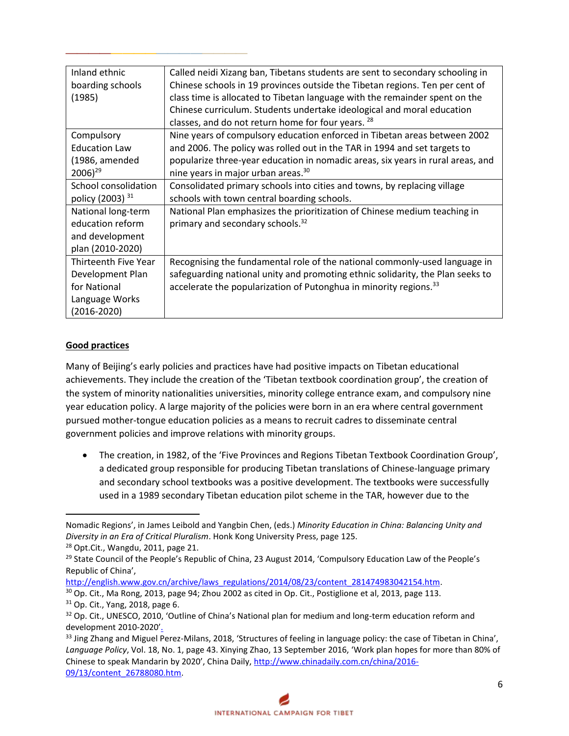| | |
|---|---|
| Inland ethnic boarding schools (1985) | Called neidi Xizang ban, Tibetans students are sent to secondary schooling in Chinese schools in 19 provinces outside the Tibetan regions. Ten per cent of class time is allocated to Tibetan language with the remainder spent on the Chinese curriculum. Students undertake ideological and moral education classes, and do not return home for four years. [28] |
| Compulsory Education Law (1986, amended 2006)[29] | Nine years of compulsory education enforced in Tibetan areas between 2002 and 2006. The policy was rolled out in the TAR in 1994 and set targets to popularize three-year education in nomadic areas, six years in rural areas, and nine years in major urban areas.[30] |
| School consolidation policy (2003) [31] | Consolidated primary schools into cities and towns, by replacing village schools with town central boarding schools. |
| National long-term education reform and development plan (2010-2020) | National Plan emphasizes the prioritization of Chinese medium teaching in primary and secondary schools.[32] |
| Thirteenth Five Year Development Plan for National Language Works (2016-2020) | Recognising the fundamental role of the national commonly-used language in safeguarding national unity and promoting ethnic solidarity, the Plan seeks to accelerate the popularization of Putonghua in minority regions.[33] |

**Good practices**

Many of Beijing's early policies and practices have had positive impacts on Tibetan educational achievements. They include the creation of the 'Tibetan textbook coordination group', the creation of the system of minority nationalities universities, minority college entrance exam, and compulsory nine year education policy. A large majority of the policies were born in an era where central government pursued mother-tongue education policies as a means to recruit cadres to disseminate central government policies and improve relations with minority groups.

- The creation, in 1982, of the 'Five Provinces and Regions Tibetan Textbook Coordination Group', a dedicated group responsible for producing Tibetan translations of Chinese-language primary and secondary school textbooks was a positive development. The textbooks were successfully used in a 1989 secondary Tibetan education pilot scheme in the TAR, however due to the

---

Nomadic Regions', in James Leibold and Yangbin Chen, (eds.) *Minority Education in China: Balancing Unity and Diversity in an Era of Critical Pluralism*. Honk Kong University Press, page 125.

[28] Opt.Cit., Wangdu, 2011, page 21.

[29] State Council of the People's Republic of China, 23 August 2014, 'Compulsory Education Law of the People's Republic of China', http://english.www.gov.cn/archive/laws_regulations/2014/08/23/content_281474983042154.htm.

[30] Op. Cit., Ma Rong, 2013, page 94; Zhou 2002 as cited in Op. Cit., Postiglione et al, 2013, page 113.

[31] Op. Cit., Yang, 2018, page 6.

[32] Op. Cit., UNESCO, 2010, 'Outline of China's National plan for medium and long-term education reform and development 2010-2020'.

[33] Jing Zhang and Miguel Perez-Milans, 2018, 'Structures of feeling in language policy: the case of Tibetan in China', *Language Policy*, Vol. 18, No. 1, page 43. Xinying Zhao, 13 September 2016, 'Work plan hopes for more than 80% of Chinese to speak Mandarin by 2020', China Daily, http://www.chinadaily.com.cn/china/2016-09/13/content_26788080.htm.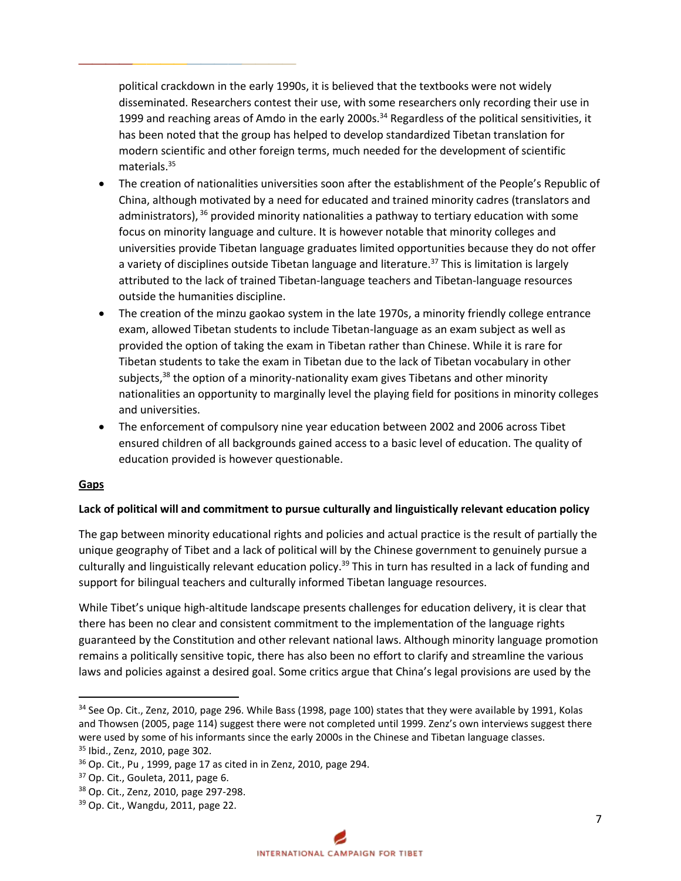political crackdown in the early 1990s, it is believed that the textbooks were not widely disseminated. Researchers contest their use, with some researchers only recording their use in 1999 and reaching areas of Amdo in the early 2000s.[34] Regardless of the political sensitivities, it has been noted that the group has helped to develop standardized Tibetan translation for modern scientific and other foreign terms, much needed for the development of scientific materials.[35]

- The creation of nationalities universities soon after the establishment of the People's Republic of China, although motivated by a need for educated and trained minority cadres (translators and administrators), [36] provided minority nationalities a pathway to tertiary education with some focus on minority language and culture. It is however notable that minority colleges and universities provide Tibetan language graduates limited opportunities because they do not offer a variety of disciplines outside Tibetan language and literature.[37] This is limitation is largely attributed to the lack of trained Tibetan-language teachers and Tibetan-language resources outside the humanities discipline.
- The creation of the minzu gaokao system in the late 1970s, a minority friendly college entrance exam, allowed Tibetan students to include Tibetan-language as an exam subject as well as provided the option of taking the exam in Tibetan rather than Chinese. While it is rare for Tibetan students to take the exam in Tibetan due to the lack of Tibetan vocabulary in other subjects,[38] the option of a minority-nationality exam gives Tibetans and other minority nationalities an opportunity to marginally level the playing field for positions in minority colleges and universities.
- The enforcement of compulsory nine year education between 2002 and 2006 across Tibet ensured children of all backgrounds gained access to a basic level of education. The quality of education provided is however questionable.

**<u>Gaps</u>**

**Lack of political will and commitment to pursue culturally and linguistically relevant education policy**

The gap between minority educational rights and policies and actual practice is the result of partially the unique geography of Tibet and a lack of political will by the Chinese government to genuinely pursue a culturally and linguistically relevant education policy.[39] This in turn has resulted in a lack of funding and support for bilingual teachers and culturally informed Tibetan language resources.

While Tibet's unique high-altitude landscape presents challenges for education delivery, it is clear that there has been no clear and consistent commitment to the implementation of the language rights guaranteed by the Constitution and other relevant national laws. Although minority language promotion remains a politically sensitive topic, there has also been no effort to clarify and streamline the various laws and policies against a desired goal. Some critics argue that China's legal provisions are used by the

---

[34] See Op. Cit., Zenz, 2010, page 296. While Bass (1998, page 100) states that they were available by 1991, Kolas and Thowsen (2005, page 114) suggest there were not completed until 1999. Zenz's own interviews suggest there were used by some of his informants since the early 2000s in the Chinese and Tibetan language classes.

[35] Ibid., Zenz, 2010, page 302.

[36] Op. Cit., Pu , 1999, page 17 as cited in in Zenz, 2010, page 294.

[37] Op. Cit., Gouleta, 2011, page 6.

[38] Op. Cit., Zenz, 2010, page 297-298.

[39] Op. Cit., Wangdu, 2011, page 22.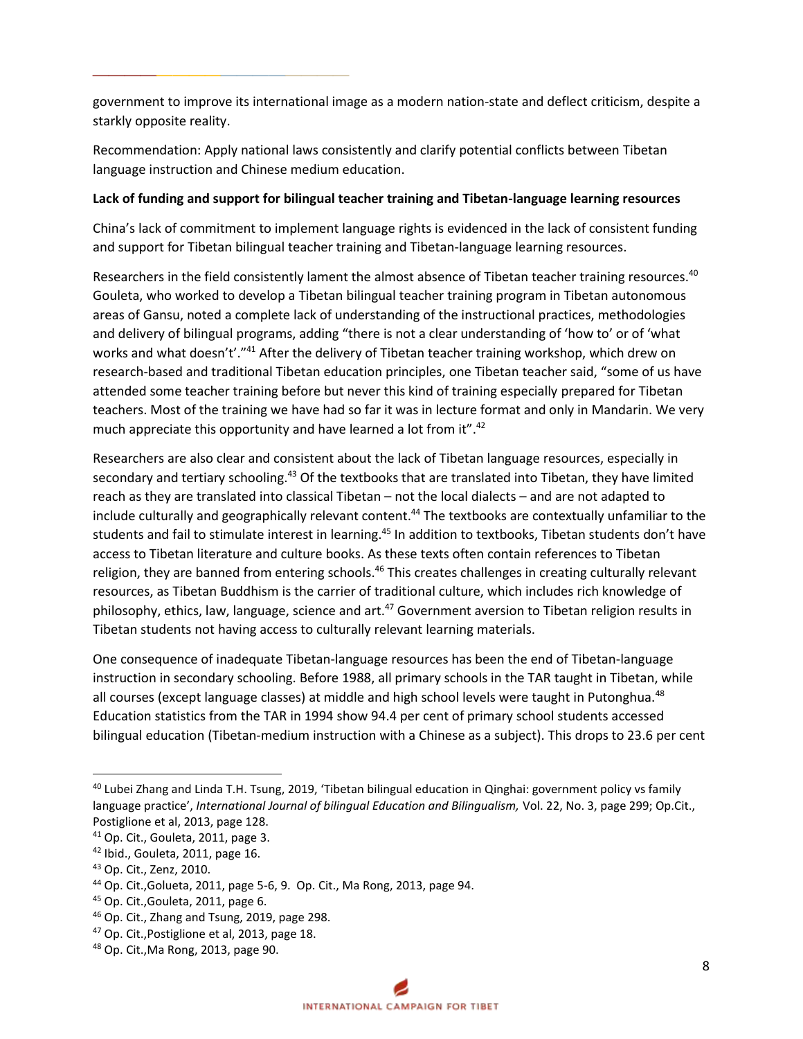government to improve its international image as a modern nation-state and deflect criticism, despite a starkly opposite reality.

Recommendation: Apply national laws consistently and clarify potential conflicts between Tibetan language instruction and Chinese medium education.

**Lack of funding and support for bilingual teacher training and Tibetan-language learning resources**

China's lack of commitment to implement language rights is evidenced in the lack of consistent funding and support for Tibetan bilingual teacher training and Tibetan-language learning resources.

Researchers in the field consistently lament the almost absence of Tibetan teacher training resources.[40] Gouleta, who worked to develop a Tibetan bilingual teacher training program in Tibetan autonomous areas of Gansu, noted a complete lack of understanding of the instructional practices, methodologies and delivery of bilingual programs, adding "there is not a clear understanding of 'how to' or of 'what works and what doesn't'."[41] After the delivery of Tibetan teacher training workshop, which drew on research-based and traditional Tibetan education principles, one Tibetan teacher said, "some of us have attended some teacher training before but never this kind of training especially prepared for Tibetan teachers. Most of the training we have had so far it was in lecture format and only in Mandarin. We very much appreciate this opportunity and have learned a lot from it".[42]

Researchers are also clear and consistent about the lack of Tibetan language resources, especially in secondary and tertiary schooling.[43] Of the textbooks that are translated into Tibetan, they have limited reach as they are translated into classical Tibetan – not the local dialects – and are not adapted to include culturally and geographically relevant content.[44] The textbooks are contextually unfamiliar to the students and fail to stimulate interest in learning.[45] In addition to textbooks, Tibetan students don't have access to Tibetan literature and culture books. As these texts often contain references to Tibetan religion, they are banned from entering schools.[46] This creates challenges in creating culturally relevant resources, as Tibetan Buddhism is the carrier of traditional culture, which includes rich knowledge of philosophy, ethics, law, language, science and art.[47] Government aversion to Tibetan religion results in Tibetan students not having access to culturally relevant learning materials.

One consequence of inadequate Tibetan-language resources has been the end of Tibetan-language instruction in secondary schooling. Before 1988, all primary schools in the TAR taught in Tibetan, while all courses (except language classes) at middle and high school levels were taught in Putonghua.[48] Education statistics from the TAR in 1994 show 94.4 per cent of primary school students accessed bilingual education (Tibetan-medium instruction with a Chinese as a subject). This drops to 23.6 per cent

---

[40] Lubei Zhang and Linda T.H. Tsung, 2019, 'Tibetan bilingual education in Qinghai: government policy vs family language practice', *International Journal of bilingual Education and Bilingualism,* Vol. 22, No. 3, page 299; Op.Cit., Postiglione et al, 2013, page 128.

[41] Op. Cit., Gouleta, 2011, page 3.

[42] Ibid., Gouleta, 2011, page 16.

[43] Op. Cit., Zenz, 2010.

[44] Op. Cit.,Golueta, 2011, page 5-6, 9. Op. Cit., Ma Rong, 2013, page 94.

[45] Op. Cit.,Gouleta, 2011, page 6.

[46] Op. Cit., Zhang and Tsung, 2019, page 298.

[47] Op. Cit.,Postiglione et al, 2013, page 18.

[48] Op. Cit.,Ma Rong, 2013, page 90.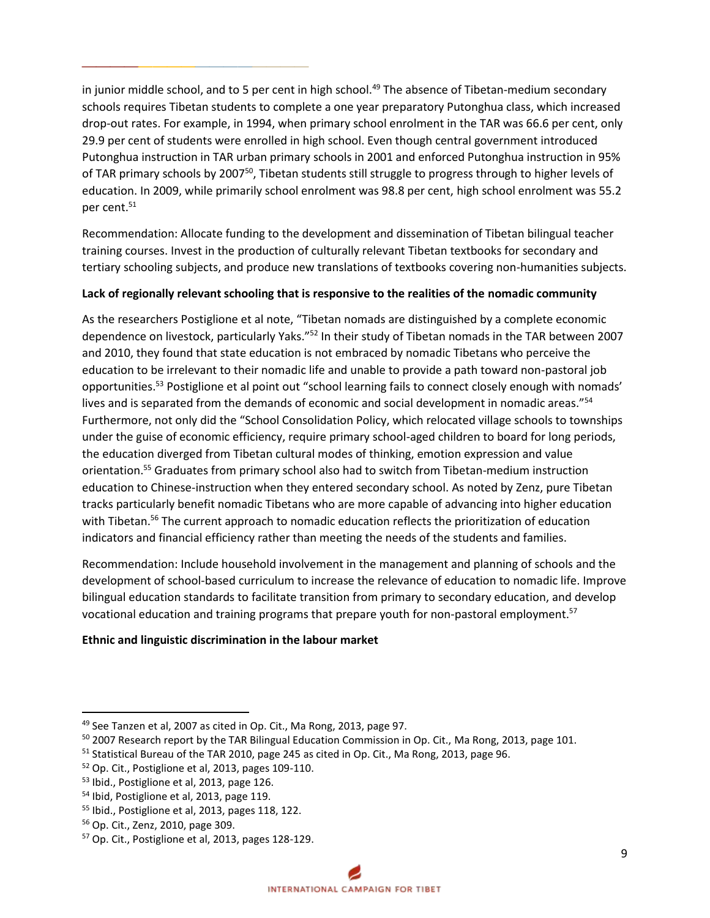in junior middle school, and to 5 per cent in high school.[49] The absence of Tibetan-medium secondary schools requires Tibetan students to complete a one year preparatory Putonghua class, which increased drop-out rates. For example, in 1994, when primary school enrolment in the TAR was 66.6 per cent, only 29.9 per cent of students were enrolled in high school. Even though central government introduced Putonghua instruction in TAR urban primary schools in 2001 and enforced Putonghua instruction in 95% of TAR primary schools by 2007[50], Tibetan students still struggle to progress through to higher levels of education. In 2009, while primarily school enrolment was 98.8 per cent, high school enrolment was 55.2 per cent.[51]

Recommendation: Allocate funding to the development and dissemination of Tibetan bilingual teacher training courses. Invest in the production of culturally relevant Tibetan textbooks for secondary and tertiary schooling subjects, and produce new translations of textbooks covering non-humanities subjects.

**Lack of regionally relevant schooling that is responsive to the realities of the nomadic community**

As the researchers Postiglione et al note, "Tibetan nomads are distinguished by a complete economic dependence on livestock, particularly Yaks."[52] In their study of Tibetan nomads in the TAR between 2007 and 2010, they found that state education is not embraced by nomadic Tibetans who perceive the education to be irrelevant to their nomadic life and unable to provide a path toward non-pastoral job opportunities.[53] Postiglione et al point out "school learning fails to connect closely enough with nomads' lives and is separated from the demands of economic and social development in nomadic areas."[54] Furthermore, not only did the "School Consolidation Policy, which relocated village schools to townships under the guise of economic efficiency, require primary school-aged children to board for long periods, the education diverged from Tibetan cultural modes of thinking, emotion expression and value orientation.[55] Graduates from primary school also had to switch from Tibetan-medium instruction education to Chinese-instruction when they entered secondary school. As noted by Zenz, pure Tibetan tracks particularly benefit nomadic Tibetans who are more capable of advancing into higher education with Tibetan.[56] The current approach to nomadic education reflects the prioritization of education indicators and financial efficiency rather than meeting the needs of the students and families.

Recommendation: Include household involvement in the management and planning of schools and the development of school-based curriculum to increase the relevance of education to nomadic life. Improve bilingual education standards to facilitate transition from primary to secondary education, and develop vocational education and training programs that prepare youth for non-pastoral employment.[57]

**Ethnic and linguistic discrimination in the labour market**

---

[49] See Tanzen et al, 2007 as cited in Op. Cit., Ma Rong, 2013, page 97.

[50] 2007 Research report by the TAR Bilingual Education Commission in Op. Cit., Ma Rong, 2013, page 101.

[51] Statistical Bureau of the TAR 2010, page 245 as cited in Op. Cit., Ma Rong, 2013, page 96.

[52] Op. Cit., Postiglione et al, 2013, pages 109-110.

[53] Ibid., Postiglione et al, 2013, page 126.

[54] Ibid, Postiglione et al, 2013, page 119.

[55] Ibid., Postiglione et al, 2013, pages 118, 122.

[56] Op. Cit., Zenz, 2010, page 309.

[57] Op. Cit., Postiglione et al, 2013, pages 128-129.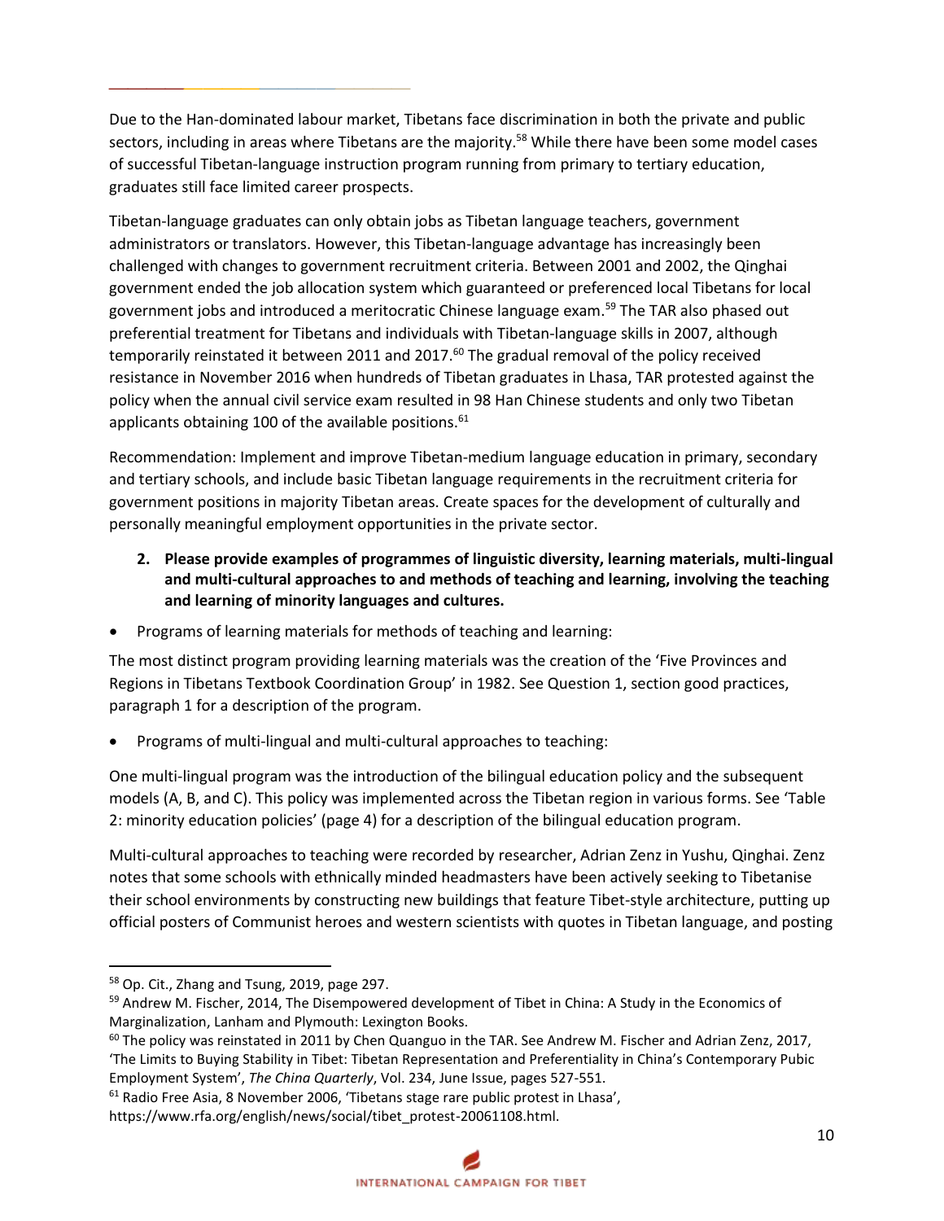Due to the Han-dominated labour market, Tibetans face discrimination in both the private and public sectors, including in areas where Tibetans are the majority.[58] While there have been some model cases of successful Tibetan-language instruction program running from primary to tertiary education, graduates still face limited career prospects.

Tibetan-language graduates can only obtain jobs as Tibetan language teachers, government administrators or translators. However, this Tibetan-language advantage has increasingly been challenged with changes to government recruitment criteria. Between 2001 and 2002, the Qinghai government ended the job allocation system which guaranteed or preferenced local Tibetans for local government jobs and introduced a meritocratic Chinese language exam.[59] The TAR also phased out preferential treatment for Tibetans and individuals with Tibetan-language skills in 2007, although temporarily reinstated it between 2011 and 2017.[60] The gradual removal of the policy received resistance in November 2016 when hundreds of Tibetan graduates in Lhasa, TAR protested against the policy when the annual civil service exam resulted in 98 Han Chinese students and only two Tibetan applicants obtaining 100 of the available positions.[61]

Recommendation: Implement and improve Tibetan-medium language education in primary, secondary and tertiary schools, and include basic Tibetan language requirements in the recruitment criteria for government positions in majority Tibetan areas. Create spaces for the development of culturally and personally meaningful employment opportunities in the private sector.

2. **Please provide examples of programmes of linguistic diversity, learning materials, multi-lingual and multi-cultural approaches to and methods of teaching and learning, involving the teaching and learning of minority languages and cultures.**

- Programs of learning materials for methods of teaching and learning:

The most distinct program providing learning materials was the creation of the 'Five Provinces and Regions in Tibetans Textbook Coordination Group' in 1982. See Question 1, section good practices, paragraph 1 for a description of the program.

- Programs of multi-lingual and multi-cultural approaches to teaching:

One multi-lingual program was the introduction of the bilingual education policy and the subsequent models (A, B, and C). This policy was implemented across the Tibetan region in various forms. See 'Table 2: minority education policies' (page 4) for a description of the bilingual education program.

Multi-cultural approaches to teaching were recorded by researcher, Adrian Zenz in Yushu, Qinghai. Zenz notes that some schools with ethnically minded headmasters have been actively seeking to Tibetanise their school environments by constructing new buildings that feature Tibet-style architecture, putting up official posters of Communist heroes and western scientists with quotes in Tibetan language, and posting

[58] Op. Cit., Zhang and Tsung, 2019, page 297.

[59] Andrew M. Fischer, 2014, The Disempowered development of Tibet in China: A Study in the Economics of Marginalization, Lanham and Plymouth: Lexington Books.

[60] The policy was reinstated in 2011 by Chen Quanguo in the TAR. See Andrew M. Fischer and Adrian Zenz, 2017, 'The Limits to Buying Stability in Tibet: Tibetan Representation and Preferentiality in China's Contemporary Pubic Employment System', *The China Quarterly*, Vol. 234, June Issue, pages 527-551.

[61] Radio Free Asia, 8 November 2006, 'Tibetans stage rare public protest in Lhasa', https://www.rfa.org/english/news/social/tibet_protest-20061108.html.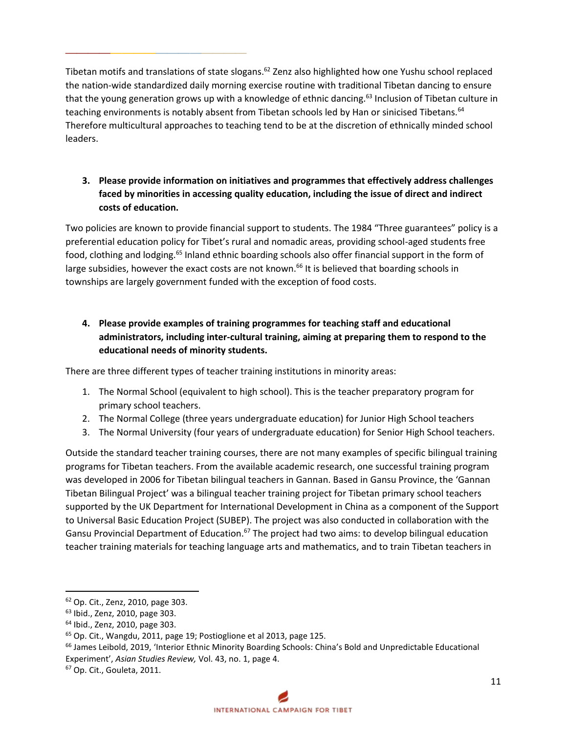Tibetan motifs and translations of state slogans.[62] Zenz also highlighted how one Yushu school replaced the nation-wide standardized daily morning exercise routine with traditional Tibetan dancing to ensure that the young generation grows up with a knowledge of ethnic dancing.[63] Inclusion of Tibetan culture in teaching environments is notably absent from Tibetan schools led by Han or sinicised Tibetans.[64] Therefore multicultural approaches to teaching tend to be at the discretion of ethnically minded school leaders.

3. **Please provide information on initiatives and programmes that effectively address challenges faced by minorities in accessing quality education, including the issue of direct and indirect costs of education.**

Two policies are known to provide financial support to students. The 1984 "Three guarantees" policy is a preferential education policy for Tibet's rural and nomadic areas, providing school-aged students free food, clothing and lodging.[65] Inland ethnic boarding schools also offer financial support in the form of large subsidies, however the exact costs are not known.[66] It is believed that boarding schools in townships are largely government funded with the exception of food costs.

4. **Please provide examples of training programmes for teaching staff and educational administrators, including inter-cultural training, aiming at preparing them to respond to the educational needs of minority students.**

There are three different types of teacher training institutions in minority areas:

1. The Normal School (equivalent to high school). This is the teacher preparatory program for primary school teachers.
2. The Normal College (three years undergraduate education) for Junior High School teachers
3. The Normal University (four years of undergraduate education) for Senior High School teachers.

Outside the standard teacher training courses, there are not many examples of specific bilingual training programs for Tibetan teachers. From the available academic research, one successful training program was developed in 2006 for Tibetan bilingual teachers in Gannan. Based in Gansu Province, the 'Gannan Tibetan Bilingual Project' was a bilingual teacher training project for Tibetan primary school teachers supported by the UK Department for International Development in China as a component of the Support to Universal Basic Education Project (SUBEP). The project was also conducted in collaboration with the Gansu Provincial Department of Education.[67] The project had two aims: to develop bilingual education teacher training materials for teaching language arts and mathematics, and to train Tibetan teachers in

---

[62] Op. Cit., Zenz, 2010, page 303.

[63] Ibid., Zenz, 2010, page 303.

[64] Ibid., Zenz, 2010, page 303.

[65] Op. Cit., Wangdu, 2011, page 19; Postioglione et al 2013, page 125.

[66] James Leibold, 2019, 'Interior Ethnic Minority Boarding Schools: China's Bold and Unpredictable Educational Experiment', *Asian Studies Review,* Vol. 43, no. 1, page 4.

[67] Op. Cit., Gouleta, 2011.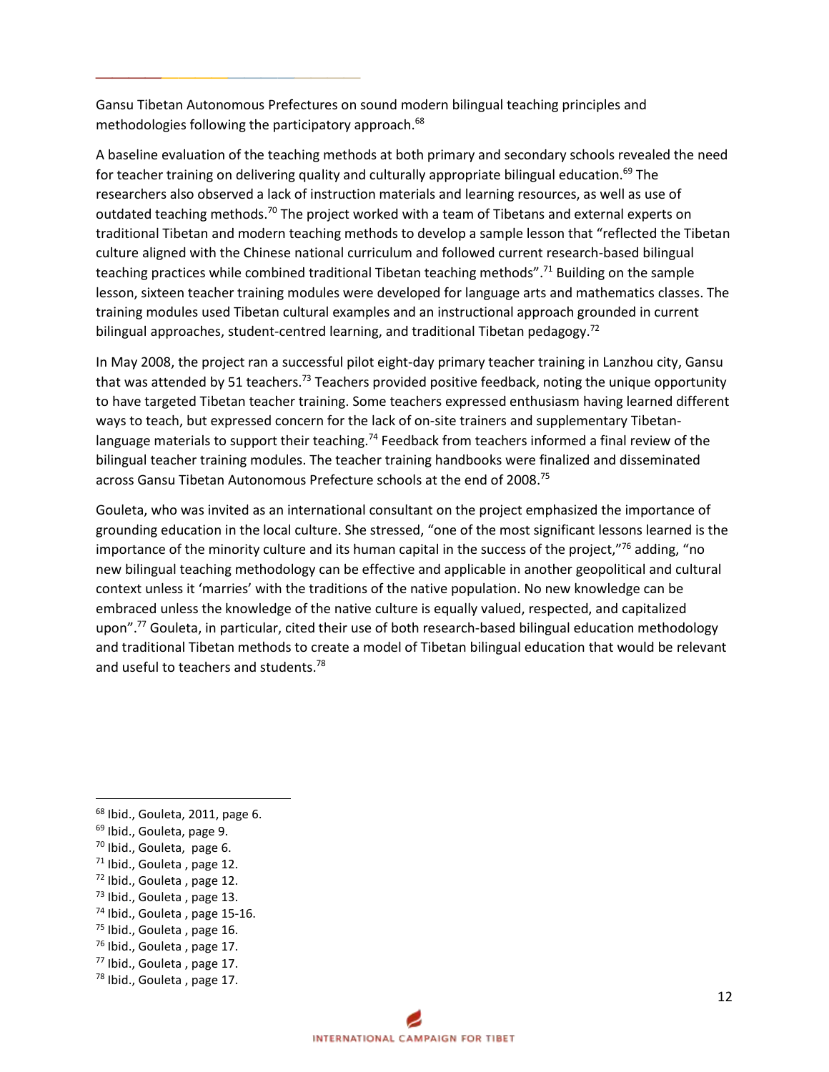Gansu Tibetan Autonomous Prefectures on sound modern bilingual teaching principles and methodologies following the participatory approach.[68]

A baseline evaluation of the teaching methods at both primary and secondary schools revealed the need for teacher training on delivering quality and culturally appropriate bilingual education.[69] The researchers also observed a lack of instruction materials and learning resources, as well as use of outdated teaching methods.[70] The project worked with a team of Tibetans and external experts on traditional Tibetan and modern teaching methods to develop a sample lesson that "reflected the Tibetan culture aligned with the Chinese national curriculum and followed current research-based bilingual teaching practices while combined traditional Tibetan teaching methods".[71] Building on the sample lesson, sixteen teacher training modules were developed for language arts and mathematics classes. The training modules used Tibetan cultural examples and an instructional approach grounded in current bilingual approaches, student-centred learning, and traditional Tibetan pedagogy.[72]

In May 2008, the project ran a successful pilot eight-day primary teacher training in Lanzhou city, Gansu that was attended by 51 teachers.[73] Teachers provided positive feedback, noting the unique opportunity to have targeted Tibetan teacher training. Some teachers expressed enthusiasm having learned different ways to teach, but expressed concern for the lack of on-site trainers and supplementary Tibetan-language materials to support their teaching.[74] Feedback from teachers informed a final review of the bilingual teacher training modules. The teacher training handbooks were finalized and disseminated across Gansu Tibetan Autonomous Prefecture schools at the end of 2008.[75]

Gouleta, who was invited as an international consultant on the project emphasized the importance of grounding education in the local culture. She stressed, "one of the most significant lessons learned is the importance of the minority culture and its human capital in the success of the project,"[76] adding, "no new bilingual teaching methodology can be effective and applicable in another geopolitical and cultural context unless it 'marries' with the traditions of the native population. No new knowledge can be embraced unless the knowledge of the native culture is equally valued, respected, and capitalized upon".[77] Gouleta, in particular, cited their use of both research-based bilingual education methodology and traditional Tibetan methods to create a model of Tibetan bilingual education that would be relevant and useful to teachers and students.[78]

---

[68] Ibid., Gouleta, 2011, page 6.
[69] Ibid., Gouleta, page 9.
[70] Ibid., Gouleta, page 6.
[71] Ibid., Gouleta , page 12.
[72] Ibid., Gouleta , page 12.
[73] Ibid., Gouleta , page 13.
[74] Ibid., Gouleta , page 15-16.
[75] Ibid., Gouleta , page 16.
[76] Ibid., Gouleta , page 17.
[77] Ibid., Gouleta , page 17.
[78] Ibid., Gouleta , page 17.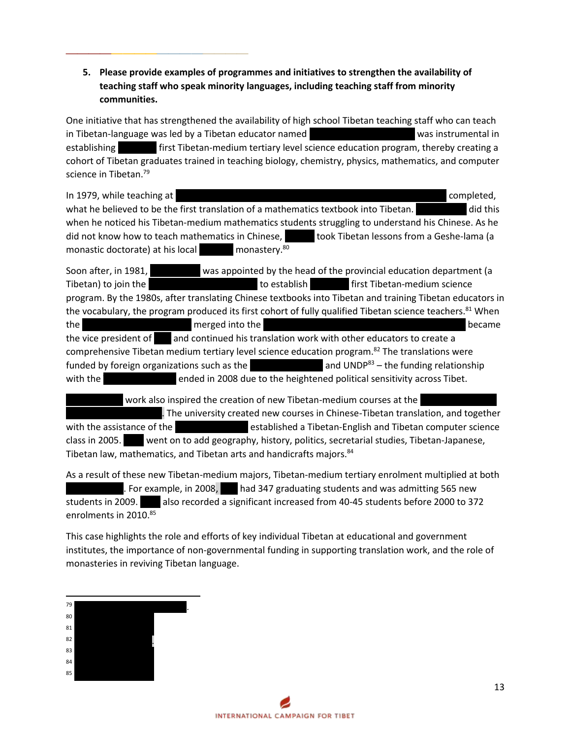5. **Please provide examples of programmes and initiatives to strengthen the availability of teaching staff who speak minority languages, including teaching staff from minority communities.**

One initiative that has strengthened the availability of high school Tibetan teaching staff who can teach in Tibetan-language was led by a Tibetan educator named was instrumental in establishing first Tibetan-medium tertiary level science education program, thereby creating a cohort of Tibetan graduates trained in teaching biology, chemistry, physics, mathematics, and computer science in Tibetan.[79]

In 1979, while teaching at completed, what he believed to be the first translation of a mathematics textbook into Tibetan. did this when he noticed his Tibetan-medium mathematics students struggling to understand his Chinese. As he did not know how to teach mathematics in Chinese, took Tibetan lessons from a Geshe-lama (a monastic doctorate) at his local monastery.[80]

Soon after, in 1981, was appointed by the head of the provincial education department (a Tibetan) to join the to establish first Tibetan-medium science program. By the 1980s, after translating Chinese textbooks into Tibetan and training Tibetan educators in the vocabulary, the program produced its first cohort of fully qualified Tibetan science teachers.[81] When the merged into the became the vice president of and continued his translation work with other educators to create a comprehensive Tibetan medium tertiary level science education program.[82] The translations were funded by foreign organizations such as the and UNDP[83] – the funding relationship with the ended in 2008 due to the heightened political sensitivity across Tibet.

work also inspired the creation of new Tibetan-medium courses at the . The university created new courses in Chinese-Tibetan translation, and together with the assistance of the established a Tibetan-English and Tibetan computer science class in 2005. went on to add geography, history, politics, secretarial studies, Tibetan-Japanese, Tibetan law, mathematics, and Tibetan arts and handicrafts majors.[84]

As a result of these new Tibetan-medium majors, Tibetan-medium tertiary enrolment multiplied at both . For example, in 2008, had 347 graduating students and was admitting 565 new students in 2009. also recorded a significant increased from 40-45 students before 2000 to 372 enrolments in 2010.[85]

This case highlights the role and efforts of key individual Tibetan at educational and government institutes, the importance of non-governmental funding in supporting translation work, and the role of monasteries in reviving Tibetan language.

79 .

80

81

82 .

83

84

85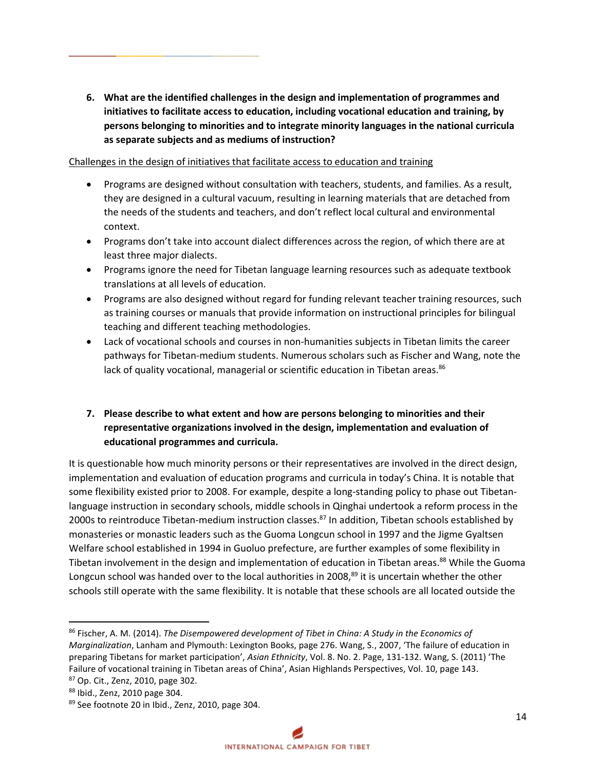6. **What are the identified challenges in the design and implementation of programmes and initiatives to facilitate access to education, including vocational education and training, by persons belonging to minorities and to integrate minority languages in the national curricula as separate subjects and as mediums of instruction?**

Challenges in the design of initiatives that facilitate access to education and training

- Programs are designed without consultation with teachers, students, and families. As a result, they are designed in a cultural vacuum, resulting in learning materials that are detached from the needs of the students and teachers, and don't reflect local cultural and environmental context.
- Programs don't take into account dialect differences across the region, of which there are at least three major dialects.
- Programs ignore the need for Tibetan language learning resources such as adequate textbook translations at all levels of education.
- Programs are also designed without regard for funding relevant teacher training resources, such as training courses or manuals that provide information on instructional principles for bilingual teaching and different teaching methodologies.
- Lack of vocational schools and courses in non-humanities subjects in Tibetan limits the career pathways for Tibetan-medium students. Numerous scholars such as Fischer and Wang, note the lack of quality vocational, managerial or scientific education in Tibetan areas.[86]

7. **Please describe to what extent and how are persons belonging to minorities and their representative organizations involved in the design, implementation and evaluation of educational programmes and curricula.**

It is questionable how much minority persons or their representatives are involved in the direct design, implementation and evaluation of education programs and curricula in today's China. It is notable that some flexibility existed prior to 2008. For example, despite a long-standing policy to phase out Tibetan-language instruction in secondary schools, middle schools in Qinghai undertook a reform process in the 2000s to reintroduce Tibetan-medium instruction classes.[87] In addition, Tibetan schools established by monasteries or monastic leaders such as the Guoma Longcun school in 1997 and the Jigme Gyaltsen Welfare school established in 1994 in Guoluo prefecture, are further examples of some flexibility in Tibetan involvement in the design and implementation of education in Tibetan areas.[88] While the Guoma Longcun school was handed over to the local authorities in 2008,[89] it is uncertain whether the other schools still operate with the same flexibility. It is notable that these schools are all located outside the

[86] Fischer, A. M. (2014). *The Disempowered development of Tibet in China: A Study in the Economics of Marginalization*, Lanham and Plymouth: Lexington Books, page 276. Wang, S., 2007, 'The failure of education in preparing Tibetans for market participation', *Asian Ethnicity*, Vol. 8. No. 2. Page, 131-132. Wang, S. (2011) 'The Failure of vocational training in Tibetan areas of China', Asian Highlands Perspectives, Vol. 10, page 143.

[87] Op. Cit., Zenz, 2010, page 302.

[88] Ibid., Zenz, 2010 page 304.

[89] See footnote 20 in Ibid., Zenz, 2010, page 304.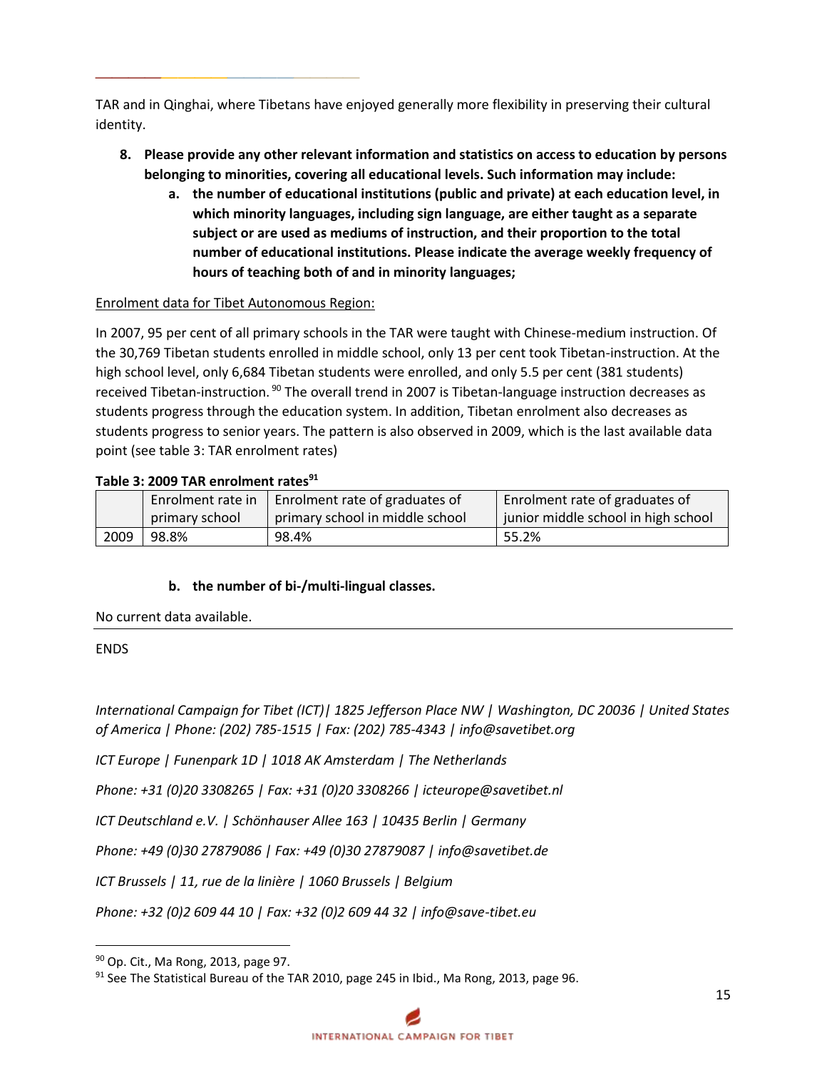TAR and in Qinghai, where Tibetans have enjoyed generally more flexibility in preserving their cultural identity.

8. **Please provide any other relevant information and statistics on access to education by persons belonging to minorities, covering all educational levels. Such information may include:**
    a. **the number of educational institutions (public and private) at each education level, in which minority languages, including sign language, are either taught as a separate subject or are used as mediums of instruction, and their proportion to the total number of educational institutions. Please indicate the average weekly frequency of hours of teaching both of and in minority languages;**

<u>Enrolment data for Tibet Autonomous Region:</u>

In 2007, 95 per cent of all primary schools in the TAR were taught with Chinese-medium instruction. Of the 30,769 Tibetan students enrolled in middle school, only 13 per cent took Tibetan-instruction. At the high school level, only 6,684 Tibetan students were enrolled, and only 5.5 per cent (381 students) received Tibetan-instruction.[90] The overall trend in 2007 is Tibetan-language instruction decreases as students progress through the education system. In addition, Tibetan enrolment also decreases as students progress to senior years. The pattern is also observed in 2009, which is the last available data point (see table 3: TAR enrolment rates)

**Table 3: 2009 TAR enrolment rates[91]**

| | Enrolment rate in primary school | Enrolment rate of graduates of primary school in middle school | Enrolment rate of graduates of junior middle school in high school |
|---|---|---|---|
| 2009 | 98.8% | 98.4% | 55.2% |

b. **the number of bi-/multi-lingual classes.**

No current data available.

---

ENDS

*International Campaign for Tibet (ICT)| 1825 Jefferson Place NW | Washington, DC 20036 | United States of America | Phone: (202) 785-1515 | Fax: (202) 785-4343 | info@savetibet.org*

*ICT Europe | Funenpark 1D | 1018 AK Amsterdam | The Netherlands*

*Phone: +31 (0)20 3308265 | Fax: +31 (0)20 3308266 | icteurope@savetibet.nl*

*ICT Deutschland e.V. | Schönhauser Allee 163 | 10435 Berlin | Germany*

*Phone: +49 (0)30 27879086 | Fax: +49 (0)30 27879087 | info@savetibet.de*

*ICT Brussels | 11, rue de la linière | 1060 Brussels | Belgium*

*Phone: +32 (0)2 609 44 10 | Fax: +32 (0)2 609 44 32 | info@save-tibet.eu*

[90] Op. Cit., Ma Rong, 2013, page 97.

[91] See The Statistical Bureau of the TAR 2010, page 245 in Ibid., Ma Rong, 2013, page 96.